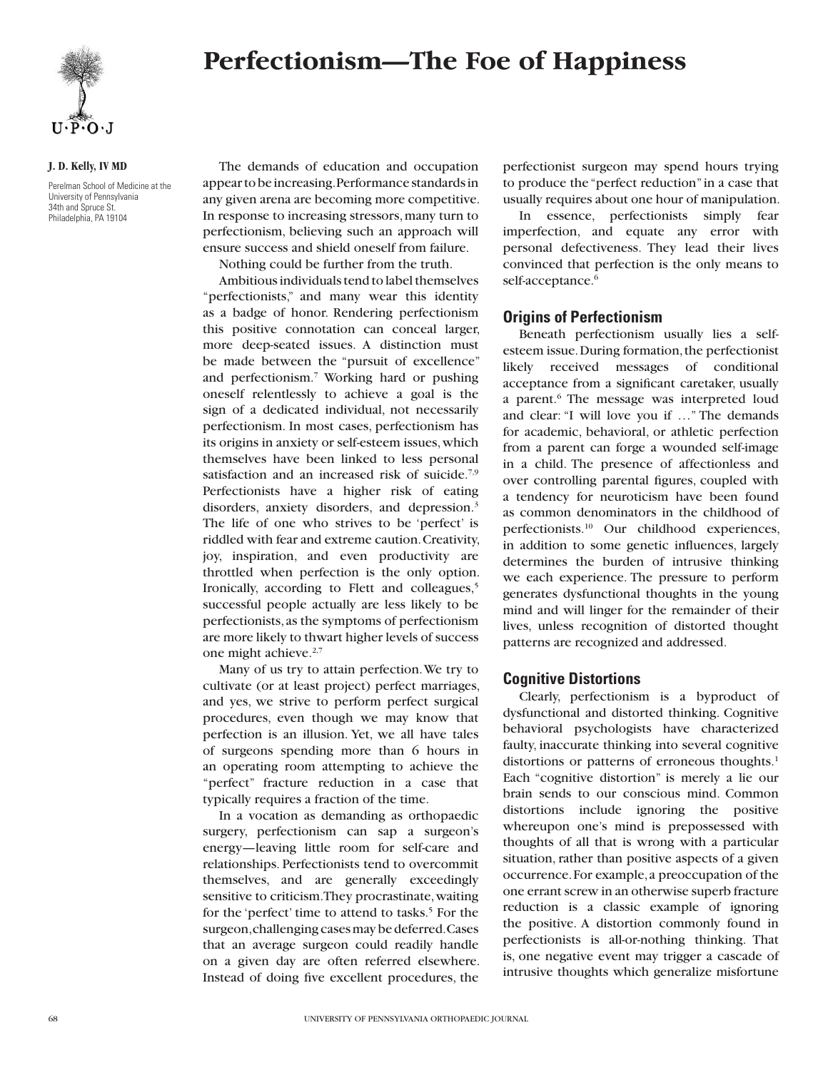# Perfectionism—The Foe of Happiness

**J. D. Kelly, IV MD**

Perelman School of Medicine at the University of Pennsylvania
34th and Spruce St.
Philadelphia, PA 19104

The demands of education and occupation appear to be increasing. Performance standards in any given arena are becoming more competitive. In response to increasing stressors, many turn to perfectionism, believing such an approach will ensure success and shield oneself from failure.

Nothing could be further from the truth.

Ambitious individuals tend to label themselves "perfectionists," and many wear this identity as a badge of honor. Rendering perfectionism this positive connotation can conceal larger, more deep-seated issues. A distinction must be made between the "pursuit of excellence" and perfectionism.[7] Working hard or pushing oneself relentlessly to achieve a goal is the sign of a dedicated individual, not necessarily perfectionism. In most cases, perfectionism has its origins in anxiety or self-esteem issues, which themselves have been linked to less personal satisfaction and an increased risk of suicide.[7,9] Perfectionists have a higher risk of eating disorders, anxiety disorders, and depression.[3] The life of one who strives to be 'perfect' is riddled with fear and extreme caution. Creativity, joy, inspiration, and even productivity are throttled when perfection is the only option. Ironically, according to Flett and colleagues,[5] successful people actually are less likely to be perfectionists, as the symptoms of perfectionism are more likely to thwart higher levels of success one might achieve.[2,7]

Many of us try to attain perfection. We try to cultivate (or at least project) perfect marriages, and yes, we strive to perform perfect surgical procedures, even though we may know that perfection is an illusion. Yet, we all have tales of surgeons spending more than 6 hours in an operating room attempting to achieve the "perfect" fracture reduction in a case that typically requires a fraction of the time.

In a vocation as demanding as orthopaedic surgery, perfectionism can sap a surgeon's energy—leaving little room for self-care and relationships. Perfectionists tend to overcommit themselves, and are generally exceedingly sensitive to criticism. They procrastinate, waiting for the 'perfect' time to attend to tasks.[5] For the surgeon, challenging cases may be deferred. Cases that an average surgeon could readily handle on a given day are often referred elsewhere. Instead of doing five excellent procedures, the perfectionist surgeon may spend hours trying to produce the "perfect reduction" in a case that usually requires about one hour of manipulation.

In essence, perfectionists simply fear imperfection, and equate any error with personal defectiveness. They lead their lives convinced that perfection is the only means to self-acceptance.[6]

## Origins of Perfectionism

Beneath perfectionism usually lies a self-esteem issue. During formation, the perfectionist likely received messages of conditional acceptance from a significant caretaker, usually a parent.[6] The message was interpreted loud and clear: "I will love you if …" The demands for academic, behavioral, or athletic perfection from a parent can forge a wounded self-image in a child. The presence of affectionless and over controlling parental figures, coupled with a tendency for neuroticism have been found as common denominators in the childhood of perfectionists.[10] Our childhood experiences, in addition to some genetic influences, largely determines the burden of intrusive thinking we each experience. The pressure to perform generates dysfunctional thoughts in the young mind and will linger for the remainder of their lives, unless recognition of distorted thought patterns are recognized and addressed.

## Cognitive Distortions

Clearly, perfectionism is a byproduct of dysfunctional and distorted thinking. Cognitive behavioral psychologists have characterized faulty, inaccurate thinking into several cognitive distortions or patterns of erroneous thoughts.[1] Each "cognitive distortion" is merely a lie our brain sends to our conscious mind. Common distortions include ignoring the positive whereupon one's mind is prepossessed with thoughts of all that is wrong with a particular situation, rather than positive aspects of a given occurrence. For example, a preoccupation of the one errant screw in an otherwise superb fracture reduction is a classic example of ignoring the positive. A distortion commonly found in perfectionists is all-or-nothing thinking. That is, one negative event may trigger a cascade of intrusive thoughts which generalize misfortune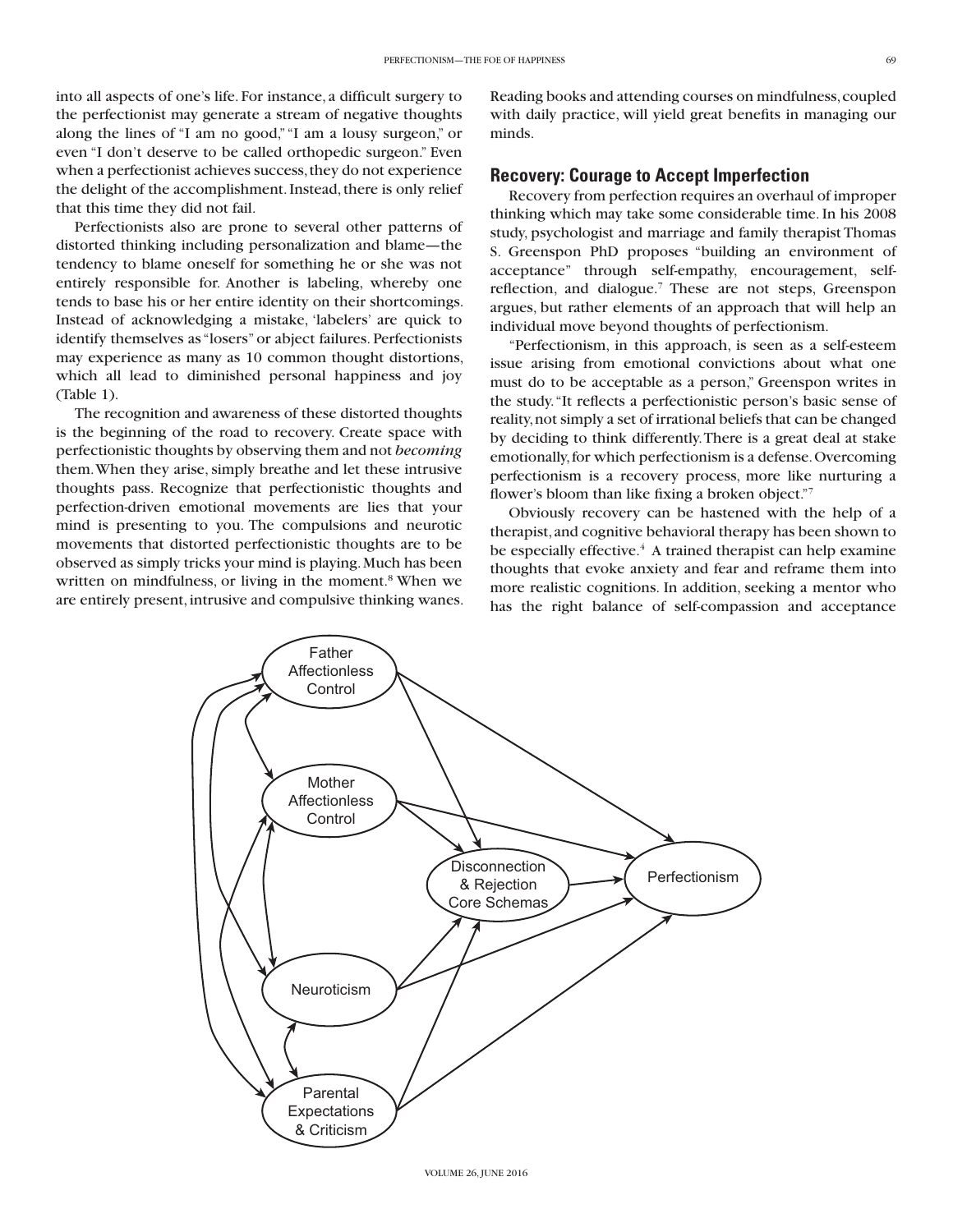into all aspects of one's life. For instance, a difficult surgery to the perfectionist may generate a stream of negative thoughts along the lines of "I am no good," "I am a lousy surgeon," or even "I don't deserve to be called orthopedic surgeon." Even when a perfectionist achieves success, they do not experience the delight of the accomplishment. Instead, there is only relief that this time they did not fail.

Perfectionists also are prone to several other patterns of distorted thinking including personalization and blame—the tendency to blame oneself for something he or she was not entirely responsible for. Another is labeling, whereby one tends to base his or her entire identity on their shortcomings. Instead of acknowledging a mistake, 'labelers' are quick to identify themselves as "losers" or abject failures. Perfectionists may experience as many as 10 common thought distortions, which all lead to diminished personal happiness and joy (Table 1).

The recognition and awareness of these distorted thoughts is the beginning of the road to recovery. Create space with perfectionistic thoughts by observing them and not *becoming* them. When they arise, simply breathe and let these intrusive thoughts pass. Recognize that perfectionistic thoughts and perfection-driven emotional movements are lies that your mind is presenting to you. The compulsions and neurotic movements that distorted perfectionistic thoughts are to be observed as simply tricks your mind is playing. Much has been written on mindfulness, or living in the moment.[8] When we are entirely present, intrusive and compulsive thinking wanes. Reading books and attending courses on mindfulness, coupled with daily practice, will yield great benefits in managing our minds.

## Recovery: Courage to Accept Imperfection

Recovery from perfection requires an overhaul of improper thinking which may take some considerable time. In his 2008 study, psychologist and marriage and family therapist Thomas S. Greenspon PhD proposes "building an environment of acceptance" through self-empathy, encouragement, self-reflection, and dialogue.[7] These are not steps, Greenspon argues, but rather elements of an approach that will help an individual move beyond thoughts of perfectionism.

"Perfectionism, in this approach, is seen as a self-esteem issue arising from emotional convictions about what one must do to be acceptable as a person," Greenspon writes in the study. "It reflects a perfectionistic person's basic sense of reality, not simply a set of irrational beliefs that can be changed by deciding to think differently. There is a great deal at stake emotionally, for which perfectionism is a defense. Overcoming perfectionism is a recovery process, more like nurturing a flower's bloom than like fixing a broken object."[7]

Obviously recovery can be hastened with the help of a therapist, and cognitive behavioral therapy has been shown to be especially effective.[4] A trained therapist can help examine thoughts that evoke anxiety and fear and reframe them into more realistic cognitions. In addition, seeking a mentor who has the right balance of self-compassion and acceptance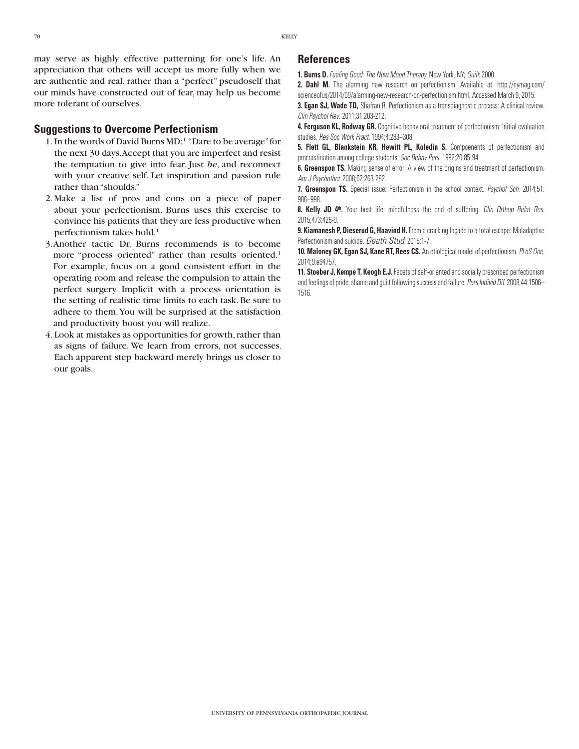may serve as highly effective patterning for one's life. An appreciation that others will accept us more fully when we are authentic and real, rather than a "perfect" pseudoself that our minds have constructed out of fear, may help us become more tolerant of ourselves.

## Suggestions to Overcome Perfectionism

1. In the words of David Burns MD:[1] "Dare to be average" for the next 30 days. Accept that you are imperfect and resist the temptation to give into fear. Just *be*, and reconnect with your creative self. Let inspiration and passion rule rather than "shoulds."
2. Make a list of pros and cons on a piece of paper about your perfectionism. Burns uses this exercise to convince his patients that they are less productive when perfectionism takes hold.[1]
3. Another tactic Dr. Burns recommends is to become more "process oriented" rather than results oriented.[1] For example, focus on a good consistent effort in the operating room and release the compulsion to attain the perfect surgery. Implicit with a process orientation is the setting of realistic time limits to each task. Be sure to adhere to them. You will be surprised at the satisfaction and productivity boost you will realize.
4. Look at mistakes as opportunities for growth, rather than as signs of failure. We learn from errors, not successes. Each apparent step backward merely brings us closer to our goals.

## References

**1. Burns D.** *Feeling Good: The New Mood Therapy.* New York, NY; *Quill*: 2000.

**2. Dahl M.** The alarming new research on perfectionism. Available at: http://nymag.com/scienceofus/2014/09/alarming-new-research-on-perfectionism.html. Accessed March 9, 2015.

**3. Egan SJ, Wade TD,** Shafran R. Perfectionism as a transdiagnostic process: A clinical review. *Clin Psychol Rev.* 2011;31:203-212.

**4. Ferguson KL, Rodway GR.** Cognitive behavioral treatment of perfectionism: Initial evaluation studies. *Res Soc Work Pract.* 1994;4:283–308.

**5. Flett GL, Blankstein KR, Hewitt PL, Koledin S.** Compoenents of perfectionism and procrastination among college students. *Soc Behav Pers.* 1992;20:85-94.

**6. Greenspon TS.** Making sense of error: A view of the origins and treatment of perfectionism. *Am J Psychother.* 2008;62:263-282.

**7. Greenspon TS.** Special issue: Perfectionism in the school context. *Psychol Sch.* 2014;51: 986–998.

**8. Kelly JD 4th.** Your best life: mindfulness--the end of suffering. *Clin Orthop Relat Res.* 2015;473:426-9.

**9. Kiamanesh P, Dieserud G, Haavind H.** From a cracking façade to a total escape: Maladaptive Perfectionism and suicide. *Death Stud.* 2015:1-7.

**10. Maloney GK, Egan SJ, Kane RT, Rees CS.** An etiological model of perfectionism. *PLoS One.* 2014;9:e94757.

**11. Stoeber J, Kempe T, Keogh E.J.** Facets of self-oriented and socially prescribed perfectionism and feelings of pride, shame and guilt following success and failure. *Pers Individ Dif.* 2008;44:1506–1516.